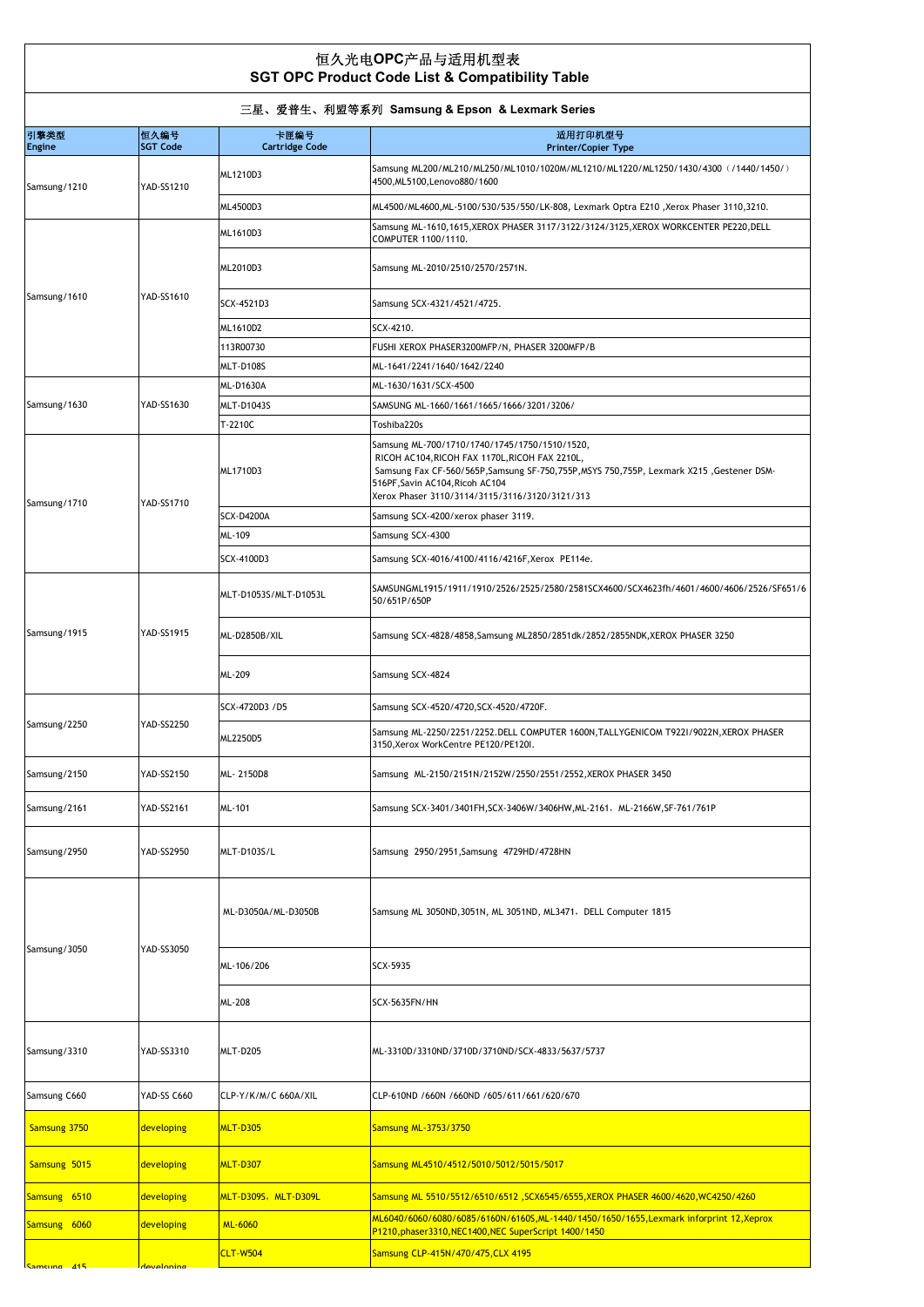# 恒久光电OPC产品与适用机型表
# SGT OPC Product Code List & Compatibility Table

## 三星、爱普生、利盟等系列 Samsung & Epson & Lexmark Series

| 引擎类型 Engine | 恒久编号 SGT Code | 卡匣编号 Cartridge Code | 适用打印机型号 Printer/Copier Type |
|---|---|---|---|
| Samsung/1210 | YAD-SS1210 | ML1210D3 | Samsung ML200/ML210/ML250/ML1010/1020M/ML1210/ML1220/ML1250/1430/4300（/1440/1450/）4500,ML5100,Lenovo880/1600 |
| | | ML4500D3 | ML4500/ML4600,ML-5100/530/535/550/LK-808, Lexmark Optra E210 ,Xerox Phaser 3110,3210. |
| Samsung/1610 | YAD-SS1610 | ML1610D3 | Samsung ML-1610,1615,XEROX PHASER 3117/3122/3124/3125,XEROX WORKCENTER PE220,DELL COMPUTER 1100/1110. |
| | | ML2010D3 | Samsung ML-2010/2510/2570/2571N. |
| | | SCX-4521D3 | Samsung SCX-4321/4521/4725. |
| | | ML1610D2 | SCX-4210. |
| | | 113R00730 | FUSHI XEROX PHASER3200MFP/N, PHASER 3200MFP/B |
| | | MLT-D108S | ML-1641/2241/1640/1642/2240 |
| Samsung/1630 | YAD-SS1630 | ML-D1630A | ML-1630/1631/SCX-4500 |
| | | MLT-D1043S | SAMSUNG ML-1660/1661/1665/1666/3201/3206/ |
| | | T-2210C | Toshiba220s |
| Samsung/1710 | YAD-SS1710 | ML1710D3 | Samsung ML-700/1710/1740/1745/1750/1510/1520, RICOH AC104,RICOH FAX 1170L,RICOH FAX 2210L, Samsung Fax CF-560/565P,Samsung SF-750,755P,MSYS 750,755P, Lexmark X215 ,Gestener DSM-516PF,Savin AC104,Ricoh AC104 Xerox Phaser 3110/3114/3115/3116/3120/3121/313 |
| | | SCX-D4200A | Samsung SCX-4200/xerox phaser 3119. |
| | | ML-109 | Samsung SCX-4300 |
| | | SCX-4100D3 | Samsung SCX-4016/4100/4116/4216F,Xerox PE114e. |
| Samsung/1915 | YAD-SS1915 | MLT-D1053S/MLT-D1053L | SAMSUNGML1915/1911/1910/2526/2525/2580/2581SCX4600/SCX4623fh/4601/4600/4606/2526/SF651/650/651P/650P |
| | | ML-D2850B/XIL | Samsung SCX-4828/4858,Samsung ML2850/2851dk/2852/2855NDK,XEROX PHASER 3250 |
| | | ML-209 | Samsung SCX-4824 |
| Samsung/2250 | YAD-SS2250 | SCX-4720D3 /D5 | Samsung SCX-4520/4720,SCX-4520/4720F. |
| | | ML2250D5 | Samsung ML-2250/2251/2252.DELL COMPUTER 1600N,TALLYGENICOM T922I/9022N,XEROX PHASER 3150,Xerox WorkCentre PE120/PE120I. |
| Samsung/2150 | YAD-SS2150 | ML- 2150D8 | Samsung ML-2150/2151N/2152W/2550/2551/2552,XEROX PHASER 3450 |
| Samsung/2161 | YAD-SS2161 | ML-101 | Samsung SCX-3401/3401FH,SCX-3406W/3406HW,ML-2161，ML-2166W,SF-761/761P |
| Samsung/2950 | YAD-SS2950 | MLT-D103S/L | Samsung 2950/2951,Samsung 4729HD/4728HN |
| Samsung/3050 | YAD-SS3050 | ML-D3050A/ML-D3050B | Samsung ML 3050ND,3051N, ML 3051ND, ML3471，DELL Computer 1815 |
| | | ML-106/206 | SCX-5935 |
| | | ML-208 | SCX-5635FN/HN |
| Samsung/3310 | YAD-SS3310 | MLT-D205 | ML-3310D/3310ND/3710D/3710ND/SCX-4833/5637/5737 |
| Samsung C660 | YAD-SS C660 | CLP-Y/K/M/C 660A/XIL | CLP-610ND /660N /660ND /605/611/661/620/670 |
| Samsung 3750 | developing | MLT-D305 | Samsung ML-3753/3750 |
| Samsung 5015 | developing | MLT-D307 | Samsung ML4510/4512/5010/5012/5015/5017 |
| Samsung 6510 | developing | MLT-D309S，MLT-D309L | Samsung ML 5510/5512/6510/6512 ,SCX6545/6555,XEROX PHASER 4600/4620,WC4250/4260 |
| Samsung 6060 | developing | ML-6060 | ML6040/6060/6080/6085/6160N/6160S,ML-1440/1450/1650/1655,Lexmark inforprint 12,Xeprox P1210,phaser3310,NEC1400,NEC SuperScript 1400/1450 |
| Samsung 415 | developing | CLT-W504 | Samsung CLP-415N/470/475,CLX 4195 |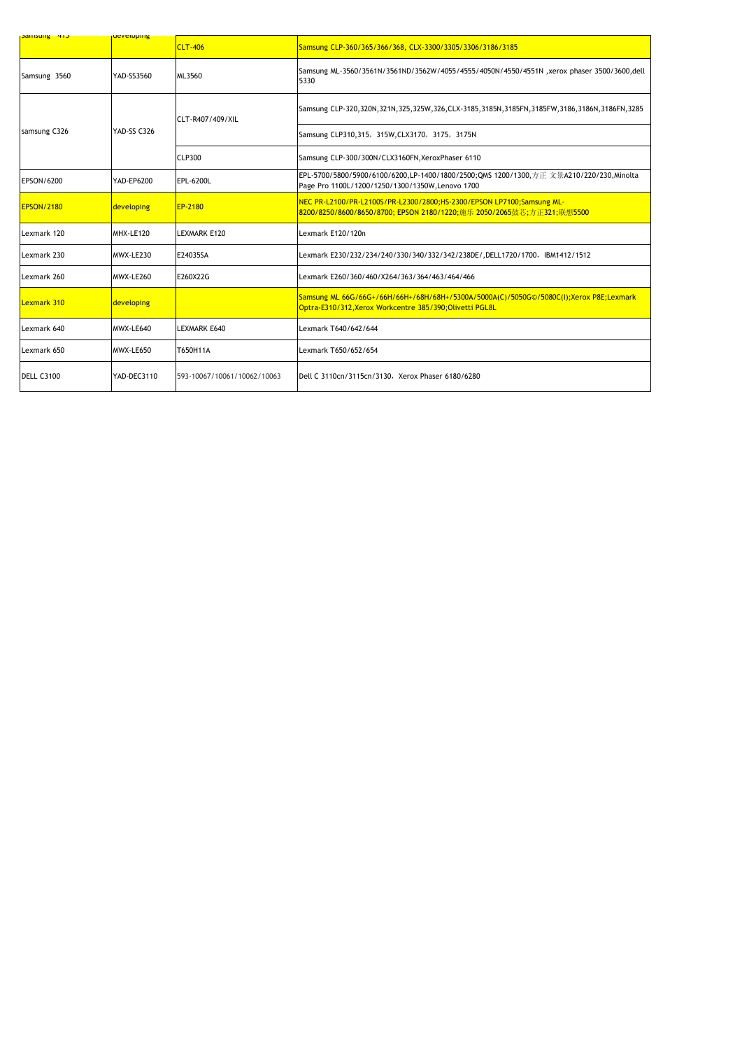| | | | |
|---|---|---|---|
| Samsung 415 | developing | CLT-406 | Samsung CLP-360/365/366/368, CLX-3300/3305/3306/3186/3185 |
| Samsung 3560 | YAD-SS3560 | ML3560 | Samsung ML-3560/3561N/3561ND/3562W/4055/4555/4050N/4550/4551N ,xerox phaser 3500/3600,dell 5330 |
| samsung C326 | YAD-SS C326 | CLT-R407/409/XIL | Samsung CLP-320,320N,321N,325,325W,326,CLX-3185,3185N,3185FN,3185FW,3186,3186N,3186FN,3285 |
| | | | Samsung CLP310,315，315W,CLX3170，3175，3175N |
| | | CLP300 | Samsung CLP-300/300N/CLX3160FN,XeroxPhaser 6110 |
| EPSON/6200 | YAD-EP6200 | EPL-6200L | EPL-5700/5800/5900/6100/6200,LP-1400/1800/2500;QMS 1200/1300,方正 文景A210/220/230,Minolta Page Pro 1100L/1200/1250/1300/1350W,Lenovo 1700 |
| EPSON/2180 | developing | EP-2180 | NEC PR-L2100/PR-L2100S/PR-L2300/2800;HS-2300/EPSON LP7100;Samsung ML-8200/8250/8600/8650/8700; EPSON 2180/1220;施乐 2050/2065鼓芯;方正321;联想5500 |
| Lexmark 120 | MHX-LE120 | LEXMARK E120 | Lexmark E120/120n |
| Lexmark 230 | MWX-LE230 | E24035SA | Lexmark E230/232/234/240/330/340/332/342/238DE/,DELL1720/1700，IBM1412/1512 |
| Lexmark 260 | MWX-LE260 | E260X22G | Lexmark E260/360/460/X264/363/364/463/464/466 |
| Lexmark 310 | developing | | Samsung ML 66G/66G+/66H/66H+/68H/68H+/5300A/5000A(C)/5050G©/5080C(I);Xerox P8E;Lexmark Optra-E310/312,Xerox Workcentre 385/390;Olivetti PGL8L |
| Lexmark 640 | MWX-LE640 | LEXMARK E640 | Lexmark T640/642/644 |
| Lexmark 650 | MWX-LE650 | T650H11A | Lexmark T650/652/654 |
| DELL C3100 | YAD-DEC3110 | 593-10067/10061/10062/10063 | Dell C 3110cn/3115cn/3130，Xerox Phaser 6180/6280 |